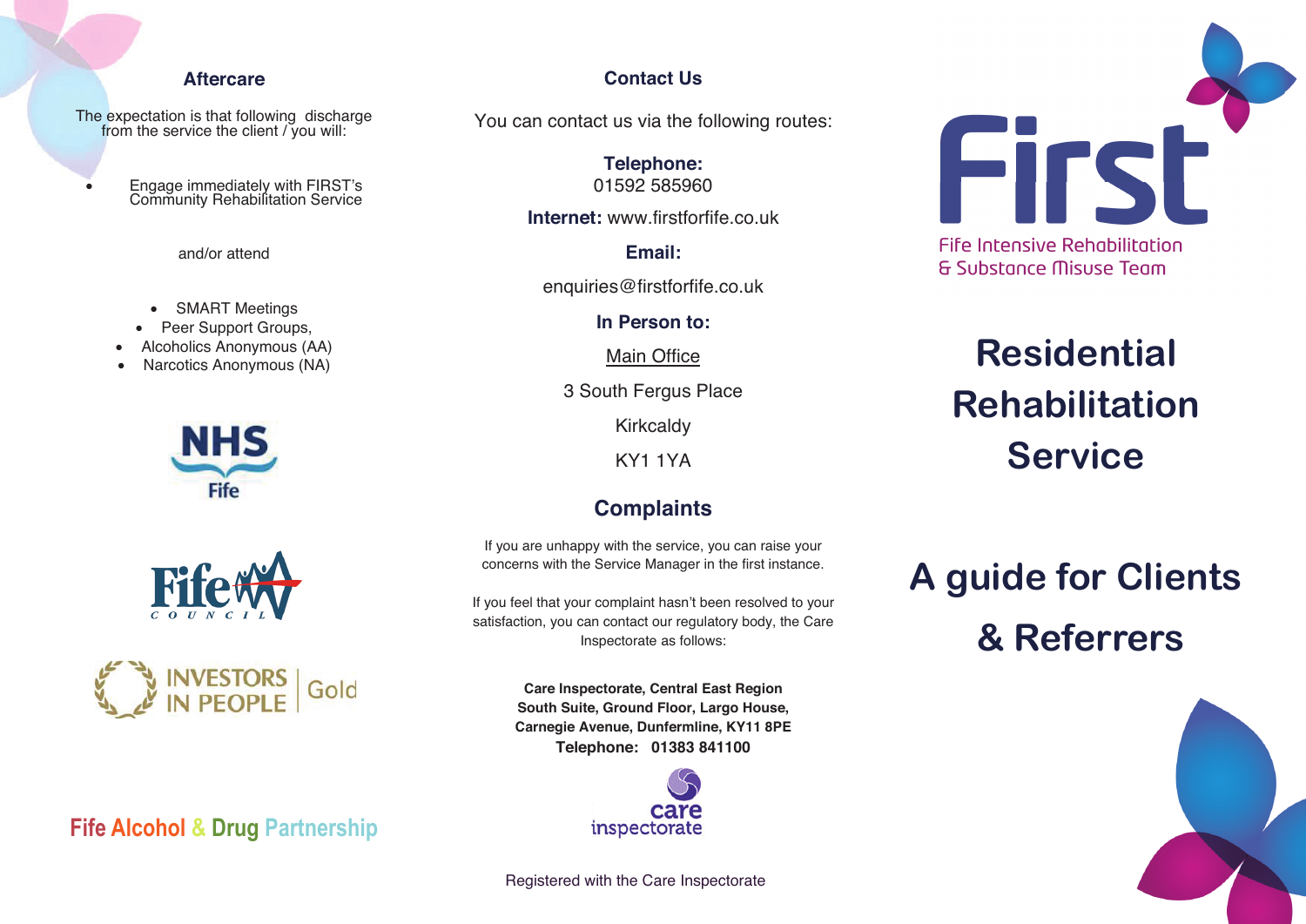## Aftercare

The expectation is that following discharge from the service the client / you will:

- Engage immediately with FIRST's Community Rehabilitation Service

and/or attend

- SMART Meetings
- Peer Support Groups,
- Alcoholics Anonymous (AA)
- Narcotics Anonymous (NA)

NHS Fife

Fife Council

INVESTORS IN PEOPLE Gold

Fife Alcohol & Drug Partnership

## Contact Us

You can contact us via the following routes:

**Telephone:**
01592 585960

**Internet:** www.firstforfife.co.uk

**Email:**

enquiries@firstforfife.co.uk

**In Person to:**

Main Office

3 South Fergus Place

Kirkcaldy

KY1 1YA

## Complaints

If you are unhappy with the service, you can raise your concerns with the Service Manager in the first instance.

If you feel that your complaint hasn't been resolved to your satisfaction, you can contact our regulatory body, the Care Inspectorate as follows:

**Care Inspectorate, Central East Region**
**South Suite, Ground Floor, Largo House,**
**Carnegie Avenue, Dunfermline, KY11 8PE**
**Telephone: 01383 841100**

care inspectorate

Registered with the Care Inspectorate

# First

Fife Intensive Rehabilitation & Substance Misuse Team

# Residential Rehabilitation Service

# A guide for Clients & Referrers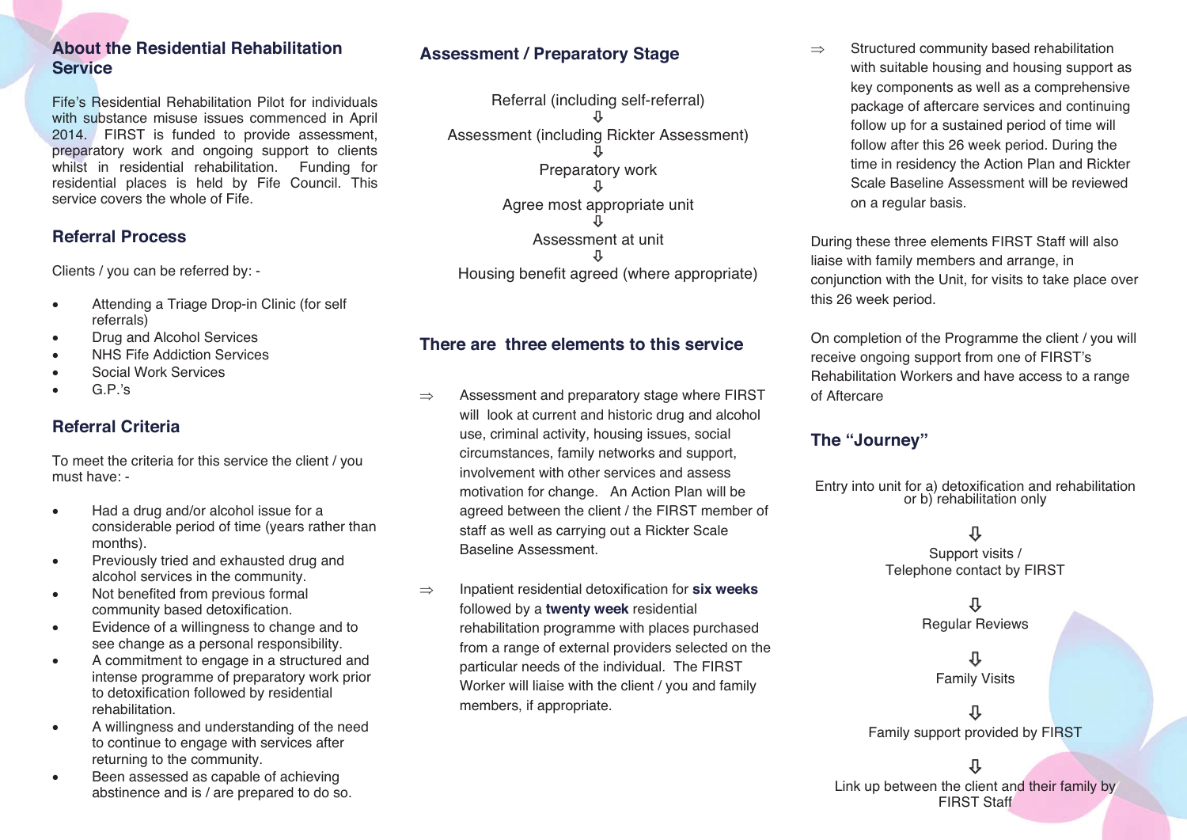## About the Residential Rehabilitation Service

Fife's Residential Rehabilitation Pilot for individuals with substance misuse issues commenced in April 2014. FIRST is funded to provide assessment, preparatory work and ongoing support to clients whilst in residential rehabilitation. Funding for residential places is held by Fife Council. This service covers the whole of Fife.

## Referral Process

Clients / you can be referred by: -

- Attending a Triage Drop-in Clinic (for self referrals)
- Drug and Alcohol Services
- NHS Fife Addiction Services
- Social Work Services
- G.P.'s

## Referral Criteria

To meet the criteria for this service the client / you must have: -

- Had a drug and/or alcohol issue for a considerable period of time (years rather than months).
- Previously tried and exhausted drug and alcohol services in the community.
- Not benefited from previous formal community based detoxification.
- Evidence of a willingness to change and to see change as a personal responsibility.
- A commitment to engage in a structured and intense programme of preparatory work prior to detoxification followed by residential rehabilitation.
- A willingness and understanding of the need to continue to engage with services after returning to the community.
- Been assessed as capable of achieving abstinence and is / are prepared to do so.

## Assessment / Preparatory Stage

Referral (including self-referral)
⇩
Assessment (including Rickter Assessment)
⇩
Preparatory work
⇩
Agree most appropriate unit
⇩
Assessment at unit
⇩
Housing benefit agreed (where appropriate)

## There are three elements to this service

⇒ Assessment and preparatory stage where FIRST will look at current and historic drug and alcohol use, criminal activity, housing issues, social circumstances, family networks and support, involvement with other services and assess motivation for change. An Action Plan will be agreed between the client / the FIRST member of staff as well as carrying out a Rickter Scale Baseline Assessment.

⇒ Inpatient residential detoxification for **six weeks** followed by a **twenty week** residential rehabilitation programme with places purchased from a range of external providers selected on the particular needs of the individual. The FIRST Worker will liaise with the client / you and family members, if appropriate.

⇒ Structured community based rehabilitation with suitable housing and housing support as key components as well as a comprehensive package of aftercare services and continuing follow up for a sustained period of time will follow after this 26 week period. During the time in residency the Action Plan and Rickter Scale Baseline Assessment will be reviewed on a regular basis.

During these three elements FIRST Staff will also liaise with family members and arrange, in conjunction with the Unit, for visits to take place over this 26 week period.

On completion of the Programme the client / you will receive ongoing support from one of FIRST's Rehabilitation Workers and have access to a range of Aftercare

## The "Journey"

Entry into unit for a) detoxification and rehabilitation or b) rehabilitation only
⇩
Support visits / Telephone contact by FIRST
⇩
Regular Reviews
⇩
Family Visits
⇩
Family support provided by FIRST
⇩
Link up between the client and their family by FIRST Staff